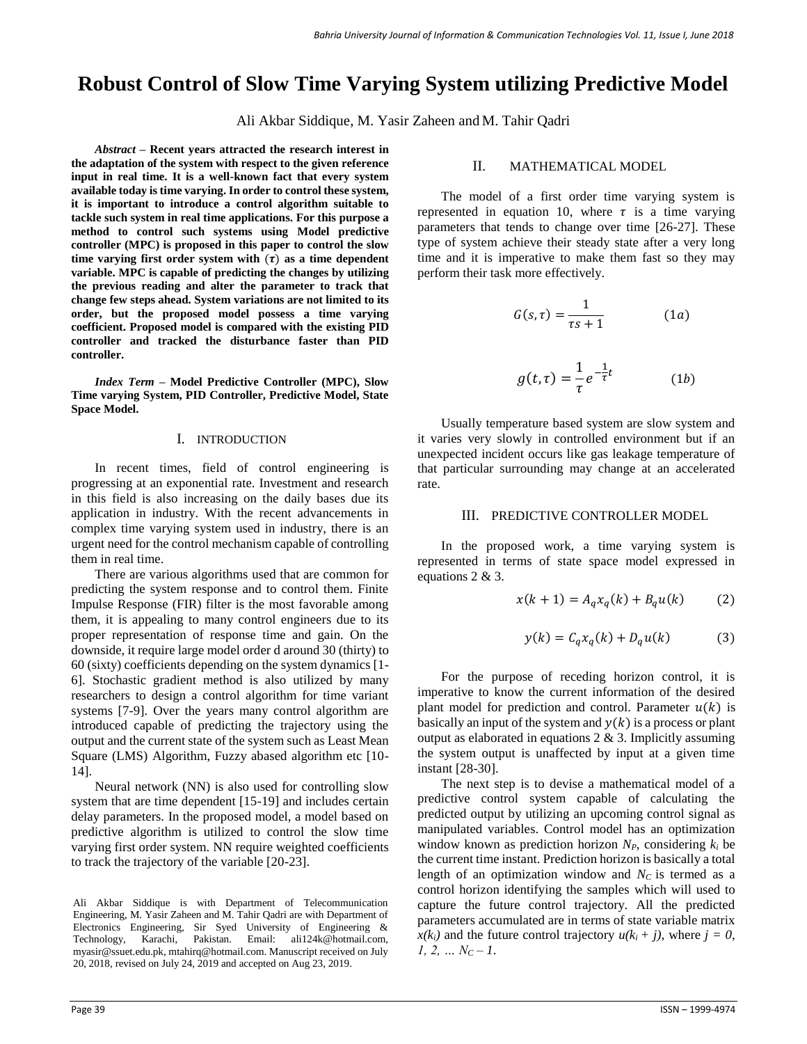# Robust Control of Slow Time Varying System utilizing Predictive Model

Ali Akbar Siddique, M. Yasir Zaheen and M. Tahir Qadri

***Abstract* – Recent years attracted the research interest in the adaptation of the system with respect to the given reference input in real time. It is a well-known fact that every system available today is time varying. In order to control these system, it is important to introduce a control algorithm suitable to tackle such system in real time applications. For this purpose a method to control such systems using Model predictive controller (MPC) is proposed in this paper to control the slow time varying first order system with ($\tau$) as a time dependent variable. MPC is capable of predicting the changes by utilizing the previous reading and alter the parameter to track that change few steps ahead. System variations are not limited to its order, but the proposed model possess a time varying coefficient. Proposed model is compared with the existing PID controller and tracked the disturbance faster than PID controller.**

***Index Term* – Model Predictive Controller (MPC), Slow Time varying System, PID Controller, Predictive Model, State Space Model.**

## I. INTRODUCTION

In recent times, field of control engineering is progressing at an exponential rate. Investment and research in this field is also increasing on the daily bases due its application in industry. With the recent advancements in complex time varying system used in industry, there is an urgent need for the control mechanism capable of controlling them in real time.

There are various algorithms used that are common for predicting the system response and to control them. Finite Impulse Response (FIR) filter is the most favorable among them, it is appealing to many control engineers due to its proper representation of response time and gain. On the downside, it require large model order d around 30 (thirty) to 60 (sixty) coefficients depending on the system dynamics [1-6]. Stochastic gradient method is also utilized by many researchers to design a control algorithm for time variant systems [7-9]. Over the years many control algorithm are introduced capable of predicting the trajectory using the output and the current state of the system such as Least Mean Square (LMS) Algorithm, Fuzzy abased algorithm etc [10-14].

Neural network (NN) is also used for controlling slow system that are time dependent [15-19] and includes certain delay parameters. In the proposed model, a model based on predictive algorithm is utilized to control the slow time varying first order system. NN require weighted coefficients to track the trajectory of the variable [20-23].

Ali Akbar Siddique is with Department of Telecommunication Engineering, M. Yasir Zaheen and M. Tahir Qadri are with Department of Electronics Engineering, Sir Syed University of Engineering & Technology, Karachi, Pakistan. Email: ali124k@hotmail.com, myasir@ssuet.edu.pk, mtahirq@hotmail.com. Manuscript received on July 20, 2018, revised on July 24, 2019 and accepted on Aug 23, 2019.

## II. MATHEMATICAL MODEL

The model of a first order time varying system is represented in equation 10, where $\tau$ is a time varying parameters that tends to change over time [26-27]. These type of system achieve their steady state after a very long time and it is imperative to make them fast so they may perform their task more effectively.

$$G(s,\tau) = \frac{1}{\tau s + 1} \qquad (1a)$$

$$g(t,\tau) = \frac{1}{\tau} e^{-\frac{1}{\tau}t} \qquad (1b)$$

Usually temperature based system are slow system and it varies very slowly in controlled environment but if an unexpected incident occurs like gas leakage temperature of that particular surrounding may change at an accelerated rate.

## III. PREDICTIVE CONTROLLER MODEL

In the proposed work, a time varying system is represented in terms of state space model expressed in equations 2 & 3.

$$x(k+1) = A_q x_q(k) + B_q u(k) \qquad (2)$$

$$y(k) = C_q x_q(k) + D_q u(k) \qquad (3)$$

For the purpose of receding horizon control, it is imperative to know the current information of the desired plant model for prediction and control. Parameter $u(k)$ is basically an input of the system and $y(k)$ is a process or plant output as elaborated in equations 2 & 3. Implicitly assuming the system output is unaffected by input at a given time instant [28-30].

The next step is to devise a mathematical model of a predictive control system capable of calculating the predicted output by utilizing an upcoming control signal as manipulated variables. Control model has an optimization window known as prediction horizon $N_P$, considering $k_i$ be the current time instant. Prediction horizon is basically a total length of an optimization window and $N_C$ is termed as a control horizon identifying the samples which will used to capture the future control trajectory. All the predicted parameters accumulated are in terms of state variable matrix $x(k_i)$ and the future control trajectory $u(k_i + j)$, where $j = 0, 1, 2, \ldots N_C - 1$.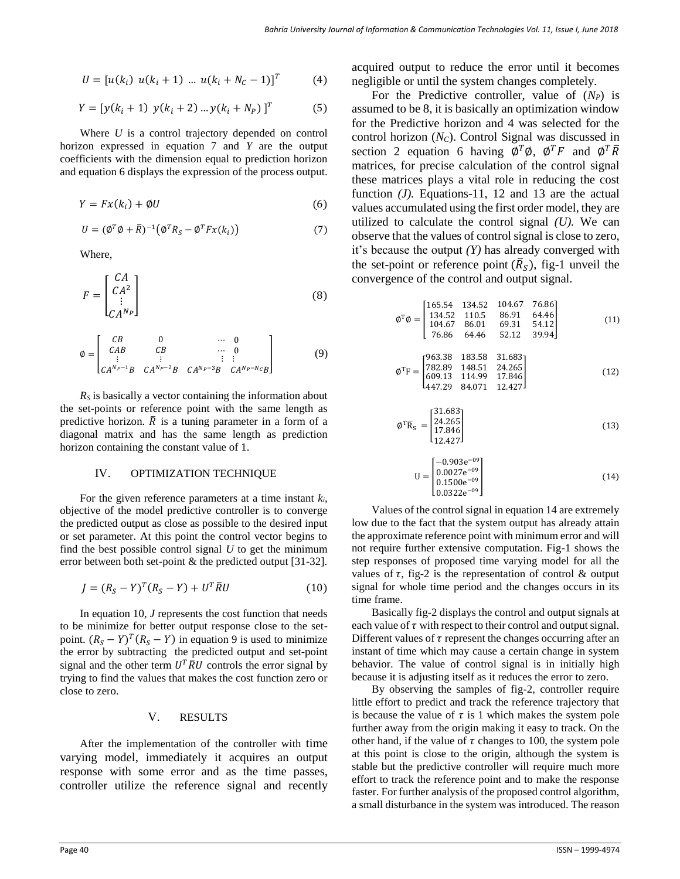$$U = [u(k_i)\ u(k_i+1)\ \dots\ u(k_i+N_C-1)]^T \tag{4}$$

$$Y = [y(k_i+1)\ y(k_i+2)\dots y(k_i+N_P)\ ]^T \tag{5}$$

Where *U* is a control trajectory depended on control horizon expressed in equation 7 and *Y* are the output coefficients with the dimension equal to prediction horizon and equation 6 displays the expression of the process output.

$$Y = Fx(k_i) + \emptyset U \tag{6}$$

$$U = (\emptyset^T\emptyset + \bar{R})^{-1}\left(\emptyset^T R_S - \emptyset^T F x(k_i)\right) \tag{7}$$

Where,

$$F = \begin{bmatrix} CA \\ CA^2 \\ \vdots \\ CA^{N_P} \end{bmatrix} \tag{8}$$

$$\emptyset = \begin{bmatrix} CB & 0 & \cdots & 0 \\ CAB & CB & \cdots & 0 \\ \vdots & \vdots & \vdots & \vdots \\ CA^{N_P-1}B & CA^{N_P-2}B & CA^{N_P-3}B & CA^{N_P-N_C}B \end{bmatrix} \tag{9}$$

$R_S$ is basically a vector containing the information about the set-points or reference point with the same length as predictive horizon. $\bar{R}$ is a tuning parameter in a form of a diagonal matrix and has the same length as prediction horizon containing the constant value of 1.

## IV. OPTIMIZATION TECHNIQUE

For the given reference parameters at a time instant $k_i$, objective of the model predictive controller is to converge the predicted output as close as possible to the desired input or set parameter. At this point the control vector begins to find the best possible control signal *U* to get the minimum error between both set-point & the predicted output [31-32].

$$J = (R_S - Y)^T(R_S - Y) + U^T\bar{R}U \tag{10}$$

In equation 10, *J* represents the cost function that needs to be minimize for better output response close to the set-point. $(R_S - Y)^T(R_S - Y)$ in equation 9 is used to minimize the error by subtracting the predicted output and set-point signal and the other term $U^T\bar{R}U$ controls the error signal by trying to find the values that makes the cost function zero or close to zero.

## V. RESULTS

After the implementation of the controller with time varying model, immediately it acquires an output response with some error and as the time passes, controller utilize the reference signal and recently acquired output to reduce the error until it becomes negligible or until the system changes completely.

For the Predictive controller, value of ($N_P$) is assumed to be 8, it is basically an optimization window for the Predictive horizon and 4 was selected for the control horizon ($N_C$). Control Signal was discussed in section 2 equation 6 having $\emptyset^T\emptyset$, $\emptyset^T F$ and $\emptyset^T\bar{R}$ matrices, for precise calculation of the control signal these matrices plays a vital role in reducing the cost function *(J).* Equations-11, 12 and 13 are the actual values accumulated using the first order model, they are utilized to calculate the control signal *(U).* We can observe that the values of control signal is close to zero, it's because the output *(Y)* has already converged with the set-point or reference point ($\bar{R}_S$), fig-1 unveil the convergence of the control and output signal.

$$\emptyset^T\emptyset = \begin{bmatrix} 165.54 & 134.52 & 104.67 & 76.86 \\ 134.52 & 110.5 & 86.91 & 64.46 \\ 104.67 & 86.01 & 69.31 & 54.12 \\ 76.86 & 64.46 & 52.12 & 39.94 \end{bmatrix} \tag{11}$$

$$\emptyset^T F = \begin{bmatrix} 963.38 & 183.58 & 31.683 \\ 782.89 & 148.51 & 24.265 \\ 609.13 & 114.99 & 17.846 \\ 447.29 & 84.071 & 12.427 \end{bmatrix} \tag{12}$$

$$\emptyset^T\bar{R}_S = \begin{bmatrix} 31.683 \\ 24.265 \\ 17.846 \\ 12.427 \end{bmatrix} \tag{13}$$

$$U = \begin{bmatrix} -0.903e^{-09} \\ 0.0027e^{-09} \\ 0.1500e^{-09} \\ 0.0322e^{-09} \end{bmatrix} \tag{14}$$

Values of the control signal in equation 14 are extremely low due to the fact that the system output has already attain the approximate reference point with minimum error and will not require further extensive computation. Fig-1 shows the step responses of proposed time varying model for all the values of $\tau$, fig-2 is the representation of control & output signal for whole time period and the changes occurs in its time frame.

Basically fig-2 displays the control and output signals at each value of $\tau$ with respect to their control and output signal. Different values of $\tau$ represent the changes occurring after an instant of time which may cause a certain change in system behavior. The value of control signal is in initially high because it is adjusting itself as it reduces the error to zero.

By observing the samples of fig-2, controller require little effort to predict and track the reference trajectory that is because the value of $\tau$ is 1 which makes the system pole further away from the origin making it easy to track. On the other hand, if the value of $\tau$ changes to 100, the system pole at this point is close to the origin, although the system is stable but the predictive controller will require much more effort to track the reference point and to make the response faster. For further analysis of the proposed control algorithm, a small disturbance in the system was introduced. The reason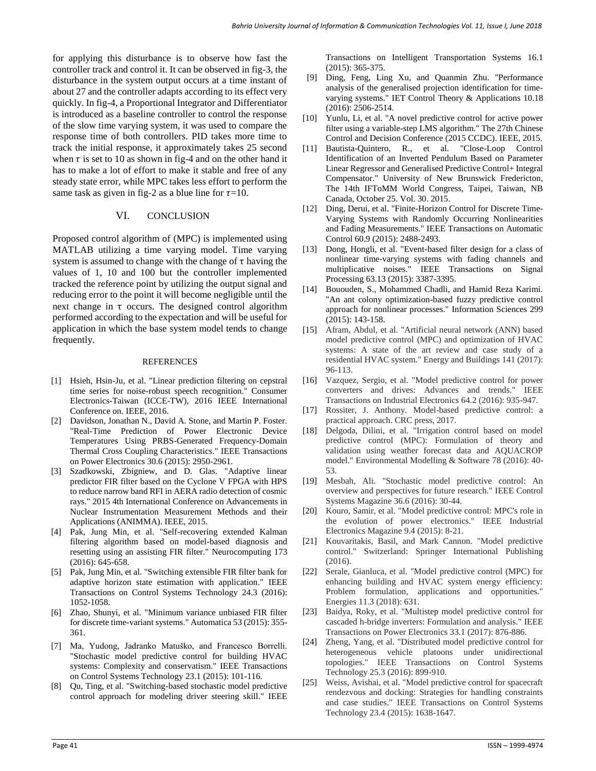for applying this disturbance is to observe how fast the controller track and control it. It can be observed in fig-3, the disturbance in the system output occurs at a time instant of about 27 and the controller adapts according to its effect very quickly. In fig-4, a Proportional Integrator and Differentiator is introduced as a baseline controller to control the response of the slow time varying system, it was used to compare the response time of both controllers. PID takes more time to track the initial response, it approximately takes 25 second when $\tau$ is set to 10 as shown in fig-4 and on the other hand it has to make a lot of effort to make it stable and free of any steady state error, while MPC takes less effort to perform the same task as given in fig-2 as a blue line for $\tau$=10.

## VI. CONCLUSION

Proposed control algorithm of (MPC) is implemented using MATLAB utilizing a time varying model. Time varying system is assumed to change with the change of τ having the values of 1, 10 and 100 but the controller implemented tracked the reference point by utilizing the output signal and reducing error to the point it will become negligible until the next change in τ occurs. The designed control algorithm performed according to the expectation and will be useful for application in which the base system model tends to change frequently.

## REFERENCES

[1] Hsieh, Hsin-Ju, et al. "Linear prediction filtering on cepstral time series for noise-robust speech recognition." Consumer Electronics-Taiwan (ICCE-TW), 2016 IEEE International Conference on. IEEE, 2016.

[2] Davidson, Jonathan N., David A. Stone, and Martin P. Foster. "Real-Time Prediction of Power Electronic Device Temperatures Using PRBS-Generated Frequency-Domain Thermal Cross Coupling Characteristics." IEEE Transactions on Power Electronics 30.6 (2015): 2950-2961.

[3] Szadkowski, Zbigniew, and D. Glas. "Adaptive linear predictor FIR filter based on the Cyclone V FPGA with HPS to reduce narrow band RFI in AERA radio detection of cosmic rays." 2015 4th International Conference on Advancements in Nuclear Instrumentation Measurement Methods and their Applications (ANIMMA). IEEE, 2015.

[4] Pak, Jung Min, et al. "Self-recovering extended Kalman filtering algorithm based on model-based diagnosis and resetting using an assisting FIR filter." Neurocomputing 173 (2016): 645-658.

[5] Pak, Jung Min, et al. "Switching extensible FIR filter bank for adaptive horizon state estimation with application." IEEE Transactions on Control Systems Technology 24.3 (2016): 1052-1058.

[6] Zhao, Shunyi, et al. "Minimum variance unbiased FIR filter for discrete time-variant systems." Automatica 53 (2015): 355-361.

[7] Ma, Yudong, Jadranko Matuško, and Francesco Borrelli. "Stochastic model predictive control for building HVAC systems: Complexity and conservatism." IEEE Transactions on Control Systems Technology 23.1 (2015): 101-116.

[8] Qu, Ting, et al. "Switching-based stochastic model predictive control approach for modeling driver steering skill." IEEE Transactions on Intelligent Transportation Systems 16.1 (2015): 365-375.

[9] Ding, Feng, Ling Xu, and Quanmin Zhu. "Performance analysis of the generalised projection identification for time-varying systems." IET Control Theory & Applications 10.18 (2016): 2506-2514.

[10] Yunlu, Li, et al. "A novel predictive control for active power filter using a variable-step LMS algorithm." The 27th Chinese Control and Decision Conference (2015 CCDC). IEEE, 2015.

[11] Bautista-Quintero, R., et al. "Close-Loop Control Identification of an Inverted Pendulum Based on Parameter Linear Regressor and Generalised Predictive Control+ Integral Compensator." University of New Brunswick Fredericton, The 14th IFToMM World Congress, Taipei, Taiwan, NB Canada, October 25. Vol. 30. 2015.

[12] Ding, Derui, et al. "Finite-Horizon Control for Discrete Time-Varying Systems with Randomly Occurring Nonlinearities and Fading Measurements." IEEE Transactions on Automatic Control 60.9 (2015): 2488-2493.

[13] Dong, Hongli, et al. "Event-based filter design for a class of nonlinear time-varying systems with fading channels and multiplicative noises." IEEE Transactions on Signal Processing 63.13 (2015): 3387-3395.

[14] Bououden, S., Mohammed Chadli, and Hamid Reza Karimi. "An ant colony optimization-based fuzzy predictive control approach for nonlinear processes." Information Sciences 299 (2015): 143-158.

[15] Afram, Abdul, et al. "Artificial neural network (ANN) based model predictive control (MPC) and optimization of HVAC systems: A state of the art review and case study of a residential HVAC system." Energy and Buildings 141 (2017): 96-113.

[16] Vazquez, Sergio, et al. "Model predictive control for power converters and drives: Advances and trends." IEEE Transactions on Industrial Electronics 64.2 (2016): 935-947.

[17] Rossiter, J. Anthony. Model-based predictive control: a practical approach. CRC press, 2017.

[18] Delgoda, Dilini, et al. "Irrigation control based on model predictive control (MPC): Formulation of theory and validation using weather forecast data and AQUACROP model." Environmental Modelling & Software 78 (2016): 40-53.

[19] Mesbah, Ali. "Stochastic model predictive control: An overview and perspectives for future research." IEEE Control Systems Magazine 36.6 (2016): 30-44.

[20] Kouro, Samir, et al. "Model predictive control: MPC's role in the evolution of power electronics." IEEE Industrial Electronics Magazine 9.4 (2015): 8-21.

[21] Kouvaritakis, Basil, and Mark Cannon. "Model predictive control." Switzerland: Springer International Publishing (2016).

[22] Serale, Gianluca, et al. "Model predictive control (MPC) for enhancing building and HVAC system energy efficiency: Problem formulation, applications and opportunities." Energies 11.3 (2018): 631.

[23] Baidya, Roky, et al. "Multistep model predictive control for cascaded h-bridge inverters: Formulation and analysis." IEEE Transactions on Power Electronics 33.1 (2017): 876-886.

[24] Zheng, Yang, et al. "Distributed model predictive control for heterogeneous vehicle platoons under unidirectional topologies." IEEE Transactions on Control Systems Technology 25.3 (2016): 899-910.

[25] Weiss, Avishai, et al. "Model predictive control for spacecraft rendezvous and docking: Strategies for handling constraints and case studies." IEEE Transactions on Control Systems Technology 23.4 (2015): 1638-1647.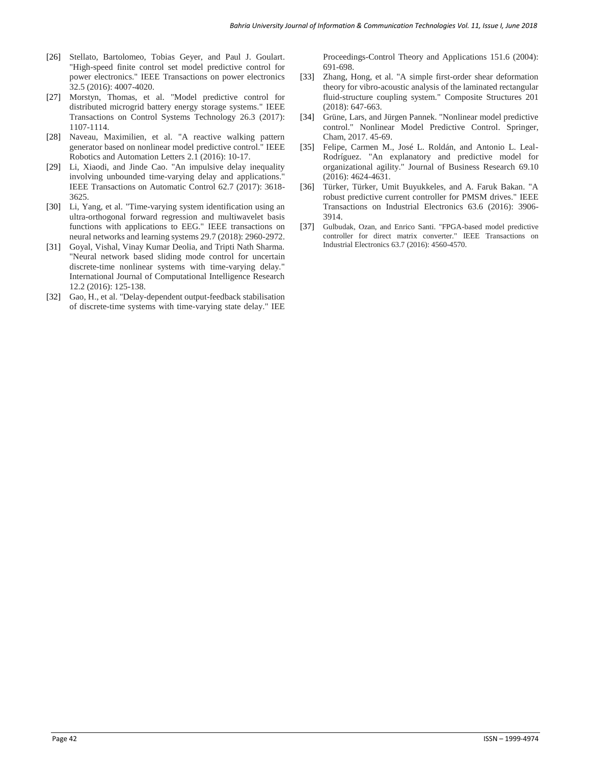[26] Stellato, Bartolomeo, Tobias Geyer, and Paul J. Goulart. "High-speed finite control set model predictive control for power electronics." IEEE Transactions on power electronics 32.5 (2016): 4007-4020.

[27] Morstyn, Thomas, et al. "Model predictive control for distributed microgrid battery energy storage systems." IEEE Transactions on Control Systems Technology 26.3 (2017): 1107-1114.

[28] Naveau, Maximilien, et al. "A reactive walking pattern generator based on nonlinear model predictive control." IEEE Robotics and Automation Letters 2.1 (2016): 10-17.

[29] Li, Xiaodi, and Jinde Cao. "An impulsive delay inequality involving unbounded time-varying delay and applications." IEEE Transactions on Automatic Control 62.7 (2017): 3618-3625.

[30] Li, Yang, et al. "Time-varying system identification using an ultra-orthogonal forward regression and multiwavelet basis functions with applications to EEG." IEEE transactions on neural networks and learning systems 29.7 (2018): 2960-2972.

[31] Goyal, Vishal, Vinay Kumar Deolia, and Tripti Nath Sharma. "Neural network based sliding mode control for uncertain discrete-time nonlinear systems with time-varying delay." International Journal of Computational Intelligence Research 12.2 (2016): 125-138.

[32] Gao, H., et al. "Delay-dependent output-feedback stabilisation of discrete-time systems with time-varying state delay." IEE Proceedings-Control Theory and Applications 151.6 (2004): 691-698.

[33] Zhang, Hong, et al. "A simple first-order shear deformation theory for vibro-acoustic analysis of the laminated rectangular fluid-structure coupling system." Composite Structures 201 (2018): 647-663.

[34] Grüne, Lars, and Jürgen Pannek. "Nonlinear model predictive control." Nonlinear Model Predictive Control. Springer, Cham, 2017. 45-69.

[35] Felipe, Carmen M., José L. Roldán, and Antonio L. Leal-Rodríguez. "An explanatory and predictive model for organizational agility." Journal of Business Research 69.10 (2016): 4624-4631.

[36] Türker, Türker, Umit Buyukkeles, and A. Faruk Bakan. "A robust predictive current controller for PMSM drives." IEEE Transactions on Industrial Electronics 63.6 (2016): 3906-3914.

[37] Gulbudak, Ozan, and Enrico Santi. "FPGA-based model predictive controller for direct matrix converter." IEEE Transactions on Industrial Electronics 63.7 (2016): 4560-4570.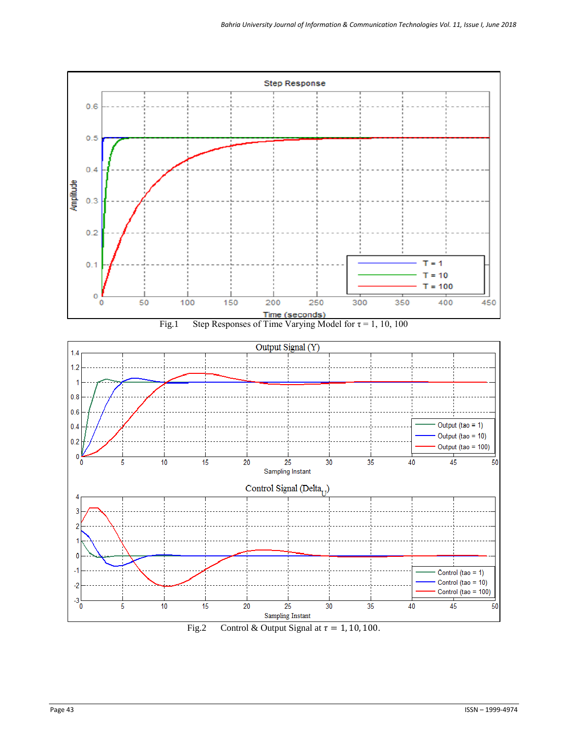Fig.1 Step Responses of Time Varying Model for $\tau = 1, 10, 100$

Fig.2 Control & Output Signal at $\tau = 1, 10, 100$.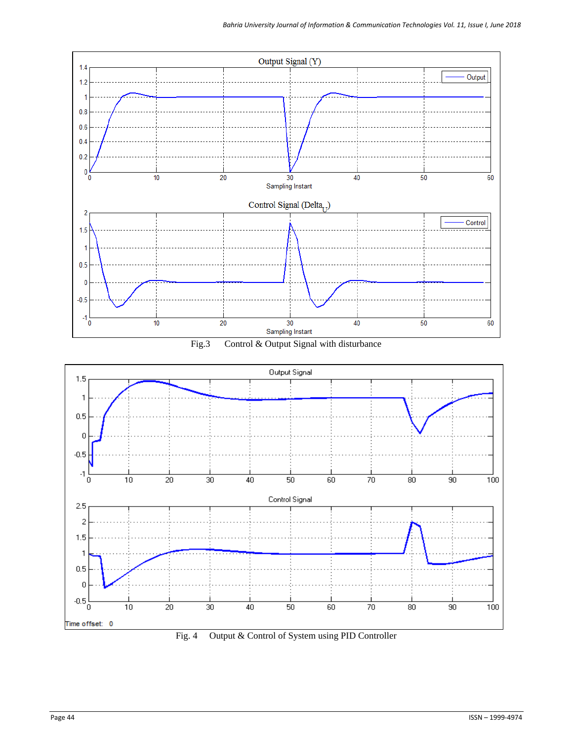Output Signal (Y)

Output

1.4
1.2
1
0.8
0.6
0.4
0.2
0

0 10 20 30 40 50 60

Sampling Instant

Control Signal (Delta$_U$)

Control

2
1.5
1
0.5
0
-0.5
-1

0 10 20 30 40 50 60

Sampling Instant

Fig.3 Control & Output Signal with disturbance

Output Signal

1.5
1
0.5
0
-0.5
-1

0 10 20 30 40 50 60 70 80 90 100

Control Signal

2.5
2
1.5
1
0.5
0
-0.5

0 10 20 30 40 50 60 70 80 90 100

Time offset: 0

Fig. 4 Output & Control of System using PID Controller